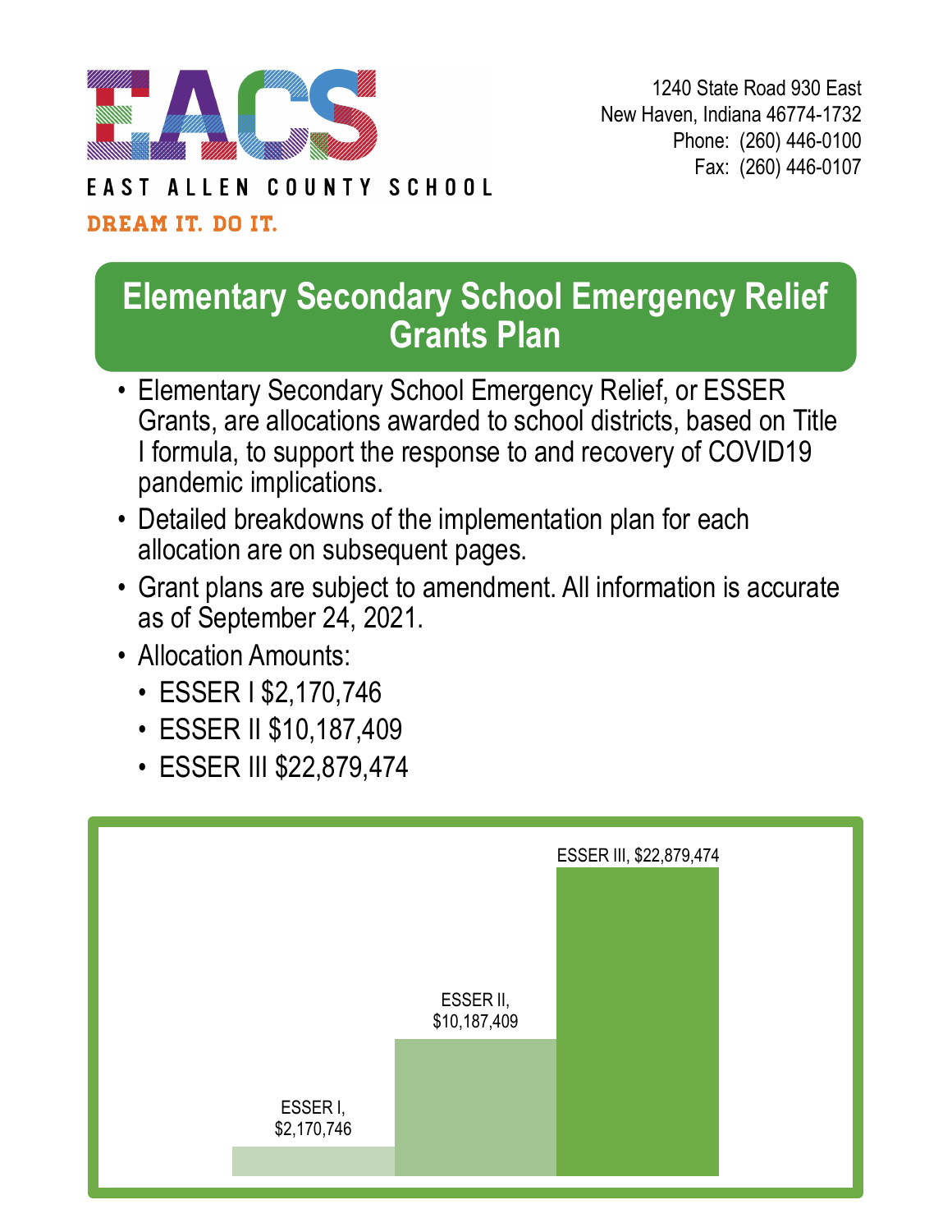EAST ALLEN COUNTY SCHOOL

DREAM IT. DO IT.

1240 State Road 930 East
New Haven, Indiana 46774-1732
Phone: (260) 446-0100
Fax: (260) 446-0107

# Elementary Secondary School Emergency Relief Grants Plan

- Elementary Secondary School Emergency Relief, or ESSER Grants, are allocations awarded to school districts, based on Title I formula, to support the response to and recovery of COVID19 pandemic implications.
- Detailed breakdowns of the implementation plan for each allocation are on subsequent pages.
- Grant plans are subject to amendment. All information is accurate as of September 24, 2021.
- Allocation Amounts:
  - ESSER I $2,170,746
  - ESSER II $10,187,409
  - ESSER III $22,879,474

ESSER I, $2,170,746

ESSER II, $10,187,409

ESSER III, $22,879,474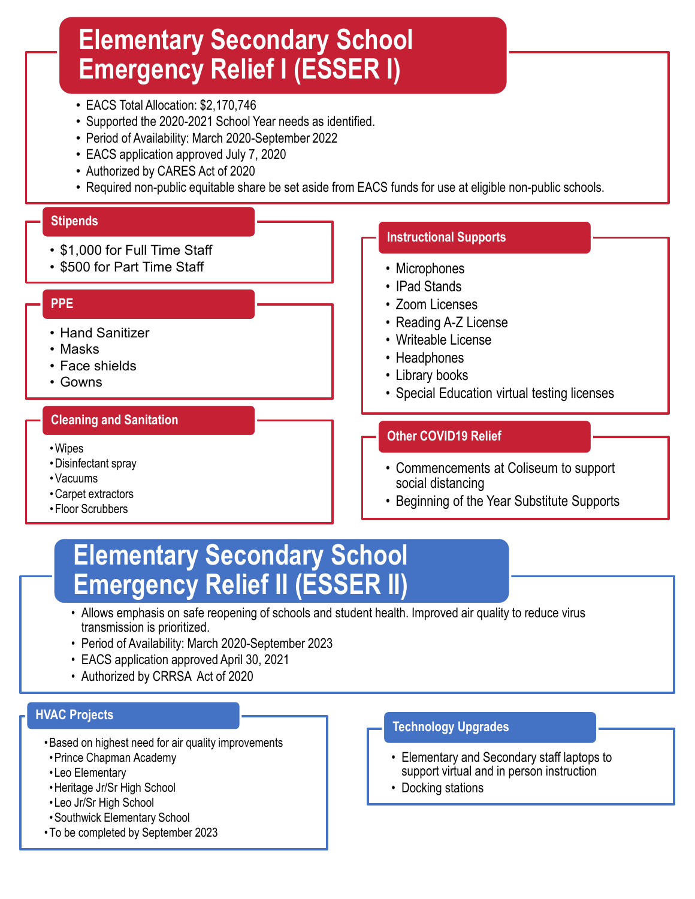# Elementary Secondary School Emergency Relief I (ESSER I)

- EACS Total Allocation: $2,170,746
- Supported the 2020-2021 School Year needs as identified.
- Period of Availability: March 2020-September 2022
- EACS application approved July 7, 2020
- Authorized by CARES Act of 2020
- Required non-public equitable share be set aside from EACS funds for use at eligible non-public schools.

### Stipends

- $1,000 for Full Time Staff
- $500 for Part Time Staff

### PPE

- Hand Sanitizer
- Masks
- Face shields
- Gowns

### Cleaning and Sanitation

- Wipes
- Disinfectant spray
- Vacuums
- Carpet extractors
- Floor Scrubbers

### Instructional Supports

- Microphones
- IPad Stands
- Zoom Licenses
- Reading A-Z License
- Writeable License
- Headphones
- Library books
- Special Education virtual testing licenses

### Other COVID19 Relief

- Commencements at Coliseum to support social distancing
- Beginning of the Year Substitute Supports

# Elementary Secondary School Emergency Relief II (ESSER II)

- Allows emphasis on safe reopening of schools and student health. Improved air quality to reduce virus transmission is prioritized.
- Period of Availability: March 2020-September 2023
- EACS application approved April 30, 2021
- Authorized by CRRSA Act of 2020

### HVAC Projects

- Based on highest need for air quality improvements
  - Prince Chapman Academy
  - Leo Elementary
  - Heritage Jr/Sr High School
  - Leo Jr/Sr High School
  - Southwick Elementary School
- To be completed by September 2023

### Technology Upgrades

- Elementary and Secondary staff laptops to support virtual and in person instruction
- Docking stations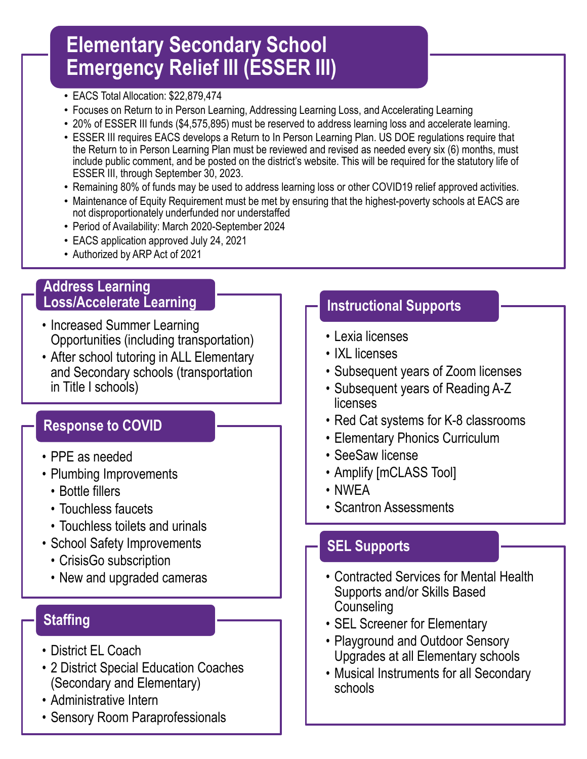# Elementary Secondary School Emergency Relief III (ESSER III)

- EACS Total Allocation: $22,879,474
- Focuses on Return to in Person Learning, Addressing Learning Loss, and Accelerating Learning
- 20% of ESSER III funds ($4,575,895) must be reserved to address learning loss and accelerate learning.
- ESSER III requires EACS develops a Return to In Person Learning Plan. US DOE regulations require that the Return to in Person Learning Plan must be reviewed and revised as needed every six (6) months, must include public comment, and be posted on the district's website. This will be required for the statutory life of ESSER III, through September 30, 2023.
- Remaining 80% of funds may be used to address learning loss or other COVID19 relief approved activities.
- Maintenance of Equity Requirement must be met by ensuring that the highest-poverty schools at EACS are not disproportionately underfunded nor understaffed
- Period of Availability: March 2020-September 2024
- EACS application approved July 24, 2021
- Authorized by ARP Act of 2021

## Address Learning Loss/Accelerate Learning

- Increased Summer Learning Opportunities (including transportation)
- After school tutoring in ALL Elementary and Secondary schools (transportation in Title I schools)

## Response to COVID

- PPE as needed
- Plumbing Improvements
  - Bottle fillers
  - Touchless faucets
  - Touchless toilets and urinals
- School Safety Improvements
  - CrisisGo subscription
  - New and upgraded cameras

## Staffing

- District EL Coach
- 2 District Special Education Coaches (Secondary and Elementary)
- Administrative Intern
- Sensory Room Paraprofessionals

## Instructional Supports

- Lexia licenses
- IXL licenses
- Subsequent years of Zoom licenses
- Subsequent years of Reading A-Z licenses
- Red Cat systems for K-8 classrooms
- Elementary Phonics Curriculum
- SeeSaw license
- Amplify [mCLASS Tool]
- NWEA
- Scantron Assessments

## SEL Supports

- Contracted Services for Mental Health Supports and/or Skills Based Counseling
- SEL Screener for Elementary
- Playground and Outdoor Sensory Upgrades at all Elementary schools
- Musical Instruments for all Secondary schools